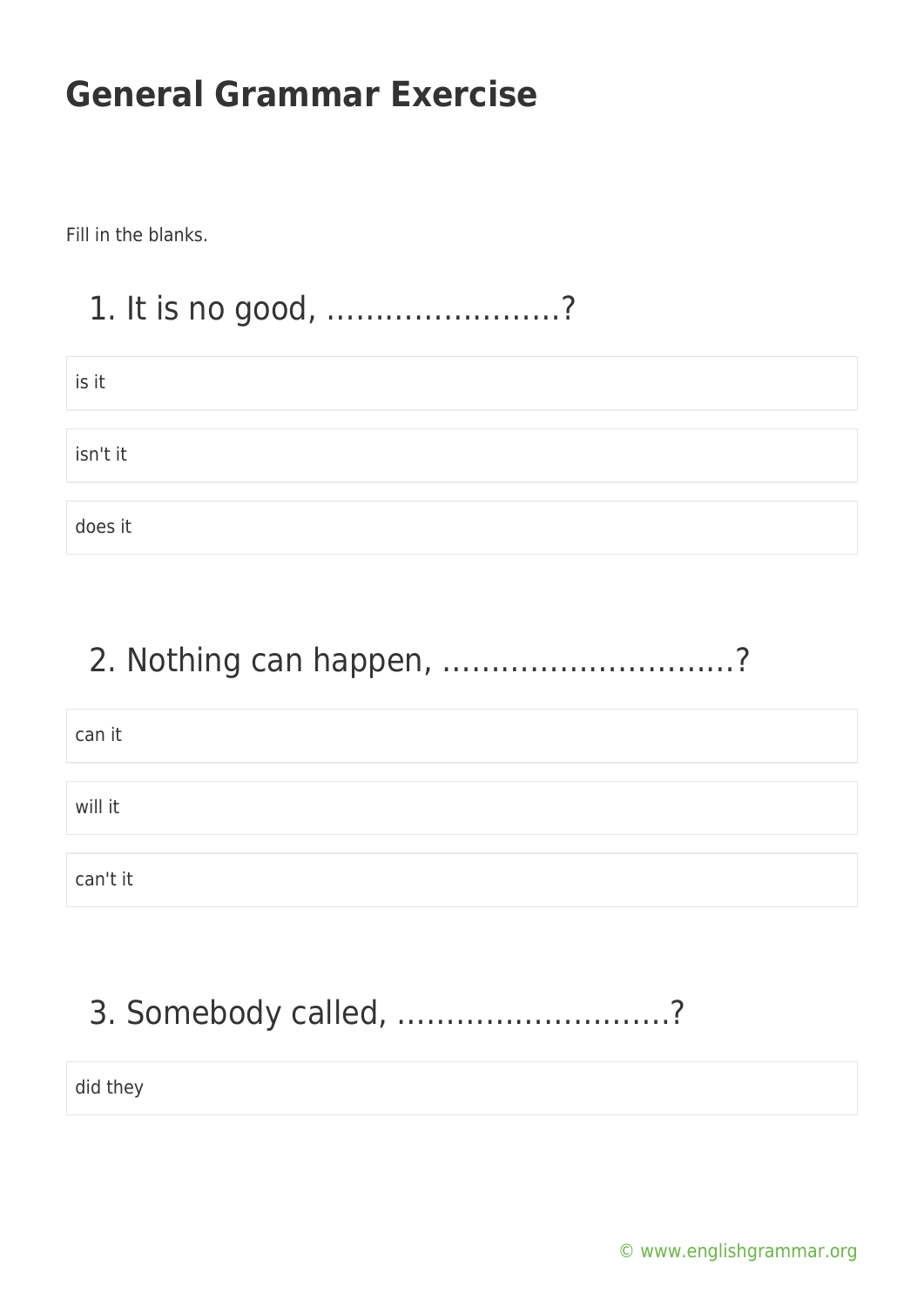# General Grammar Exercise

Fill in the blanks.

## 1. It is no good, ……………………?

- is it
- isn't it
- does it

## 2. Nothing can happen, ………………………..?

- can it
- will it
- can't it

## 3. Somebody called, ……………………….?

- did they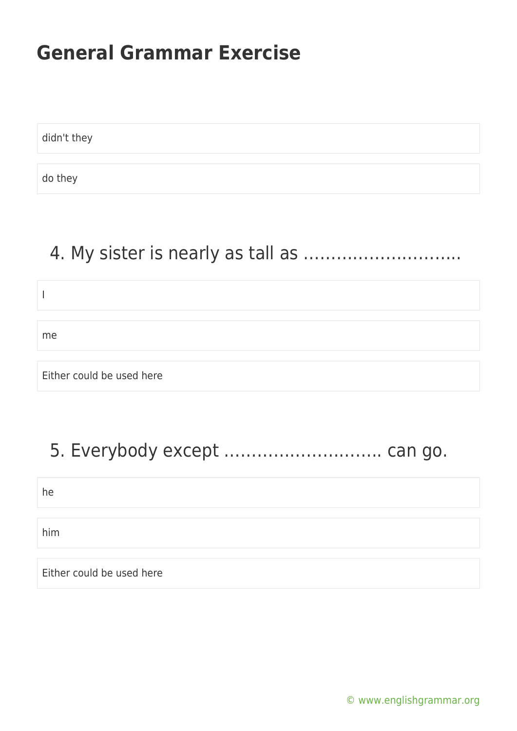# General Grammar Exercise

didn't they

do they

## 4. My sister is nearly as tall as ……………………….

I

me

Either could be used here

## 5. Everybody except ………………………. can go.

he

him

Either could be used here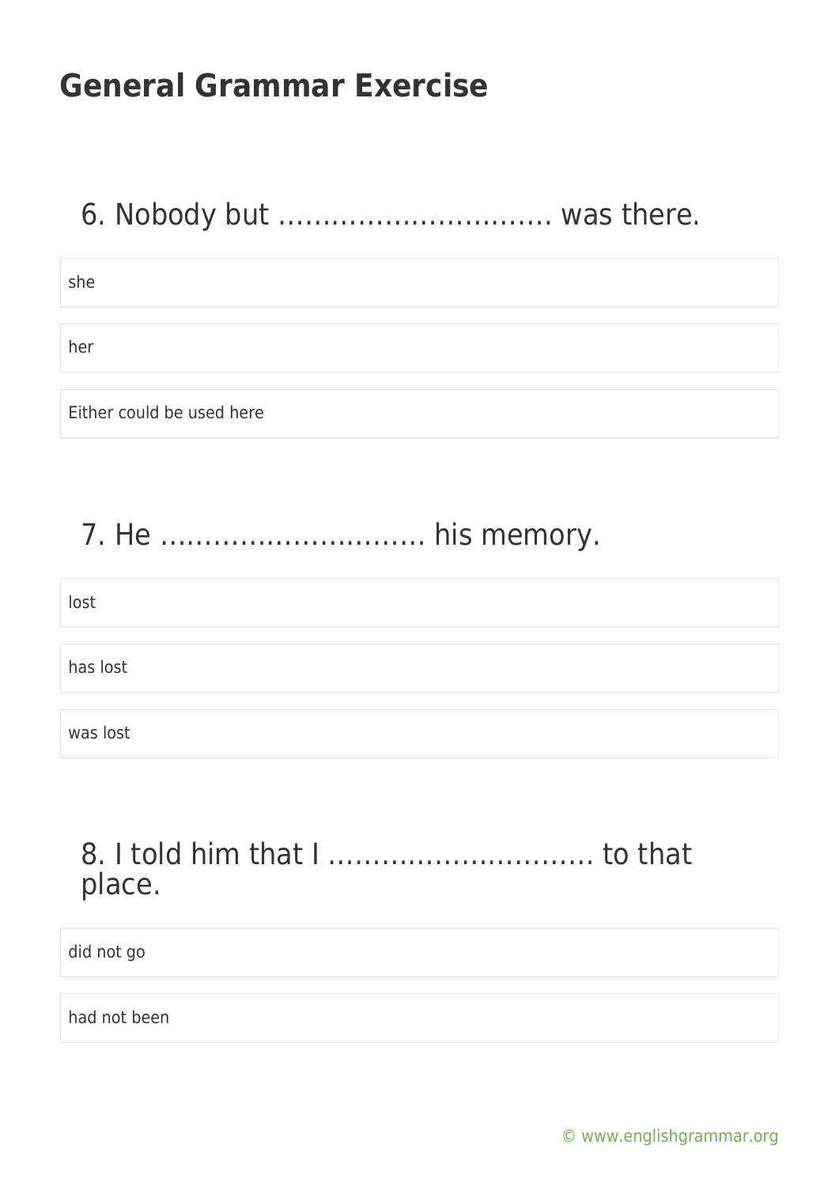# General Grammar Exercise

## 6. Nobody but ………………………… was there.

- she
- her
- Either could be used here

## 7. He ……………………….. his memory.

- lost
- has lost
- was lost

## 8. I told him that I ……………………….. to that place.

- did not go
- had not been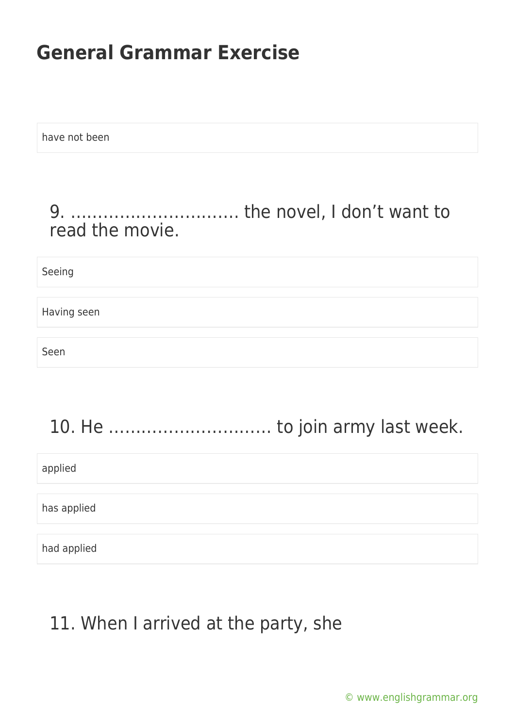have not been

## 9. ………………………… the novel, I don't want to read the movie.

Seeing

Having seen

Seen

## 10. He ………………………… to join army last week.

applied

has applied

had applied

## 11. When I arrived at the party, she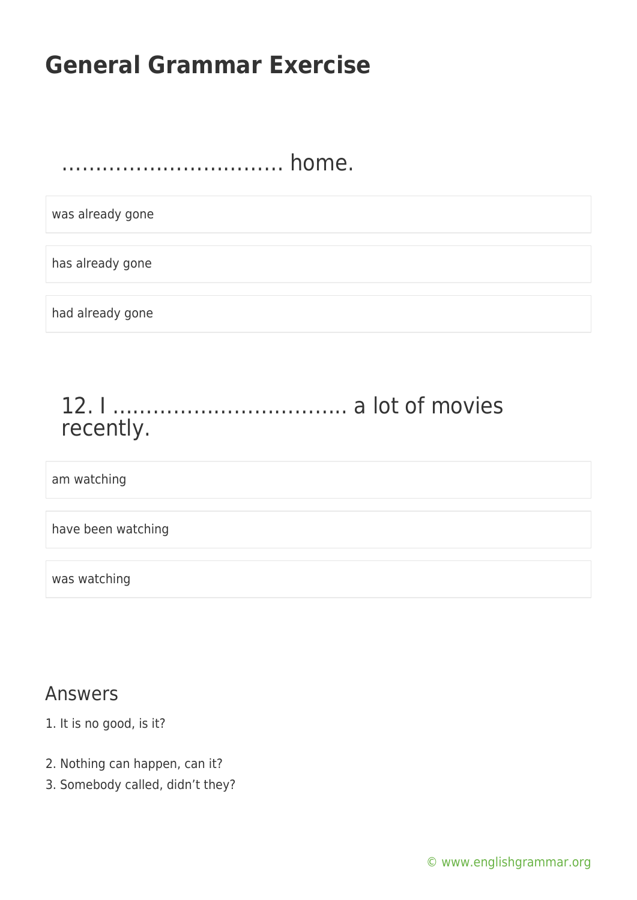# General Grammar Exercise

……………………………. home.

- was already gone
- has already gone
- had already gone

## 12. I …………………………….. a lot of movies recently.

- am watching
- have been watching
- was watching

## Answers

1. It is no good, is it?

2. Nothing can happen, can it?
3. Somebody called, didn't they?

© www.englishgrammar.org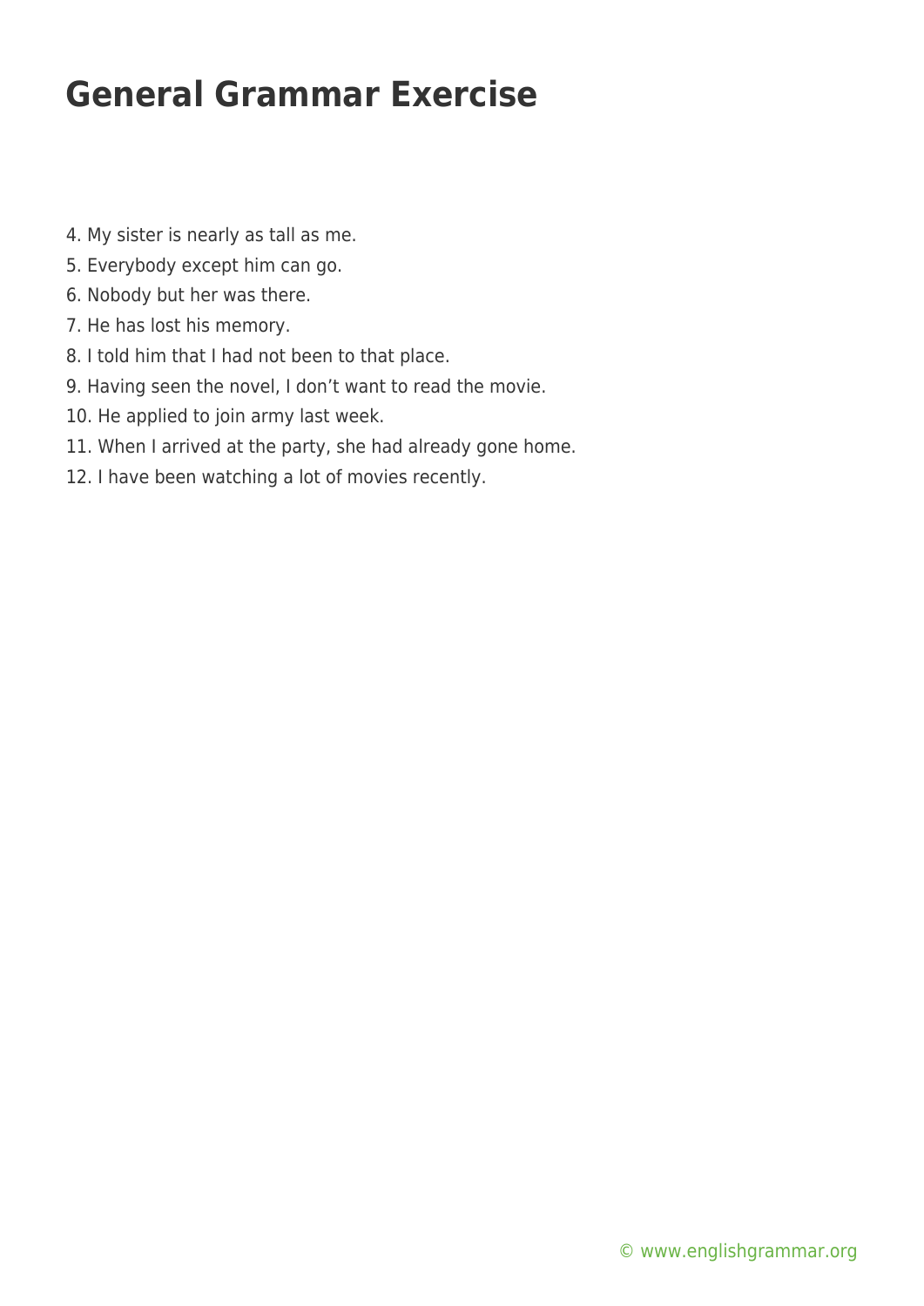4. My sister is nearly as tall as me.
5. Everybody except him can go.
6. Nobody but her was there.
7. He has lost his memory.
8. I told him that I had not been to that place.
9. Having seen the novel, I don’t want to read the movie.
10. He applied to join army last week.
11. When I arrived at the party, she had already gone home.
12. I have been watching a lot of movies recently.